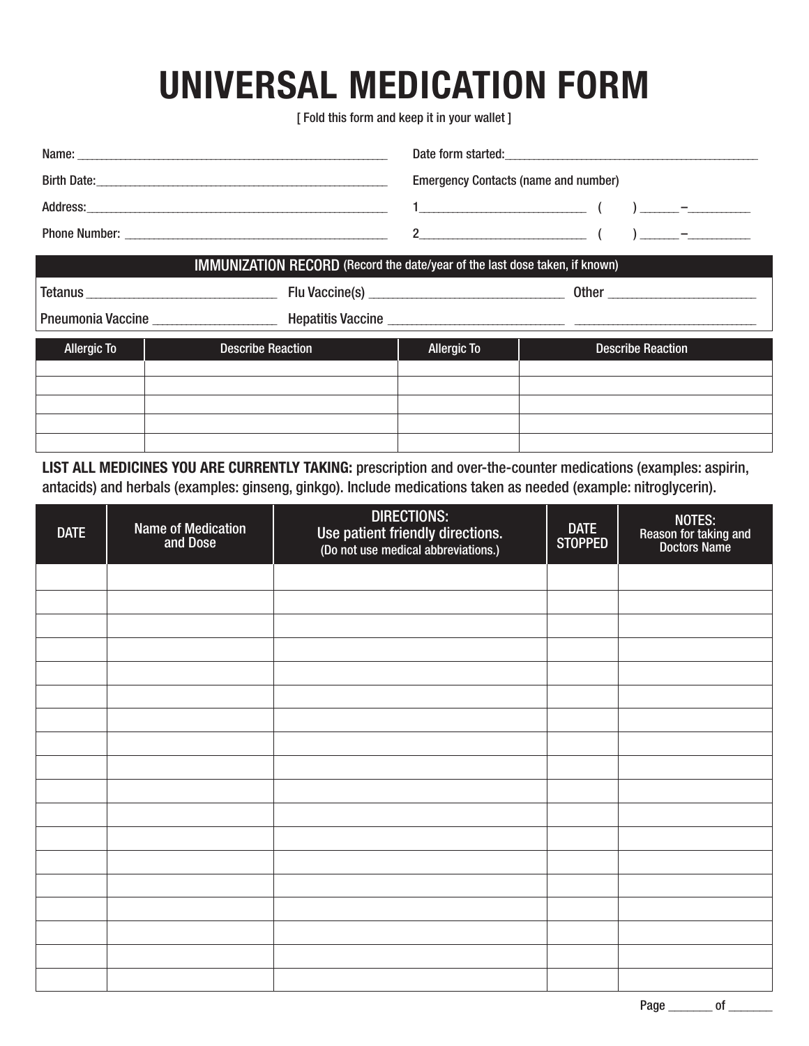# UNIVERSAL MEDICATION FORM

[ Fold this form and keep it in your wallet ]

Name: ______________________________________________________

Birth Date: __________________________________________________

Address: ____________________________________________________

Phone Number: _______________________________________________

Date form started: ____________________________________________

Emergency Contacts (name and number)

1____________________________ (      ) ______–__________

2____________________________ (      ) ______–__________

## IMMUNIZATION RECORD (Record the date/year of the last dose taken, if known)

Tetanus ______________________________ Flu Vaccine(s) ________________________________ Other _______________________

Pneumonia Vaccine ___________________ Hepatitis Vaccine ____________________________ _____________________________

| Allergic To | Describe Reaction | Allergic To | Describe Reaction |
|---|---|---|---|
| | | | |
| | | | |
| | | | |
| | | | |
| | | | |

**LIST ALL MEDICINES YOU ARE CURRENTLY TAKING:** prescription and over-the-counter medications (examples: aspirin, antacids) and herbals (examples: ginseng, ginkgo). Include medications taken as needed (example: nitroglycerin).

| DATE | Name of Medication and Dose | DIRECTIONS: Use patient friendly directions. (Do not use medical abbreviations.) | DATE STOPPED | NOTES: Reason for taking and Doctors Name |
|---|---|---|---|---|
| | | | | |
| | | | | |
| | | | | |
| | | | | |
| | | | | |
| | | | | |
| | | | | |
| | | | | |
| | | | | |
| | | | | |
| | | | | |
| | | | | |
| | | | | |
| | | | | |
| | | | | |
| | | | | |
| | | | | |
| | | | | |

Page _______ of _______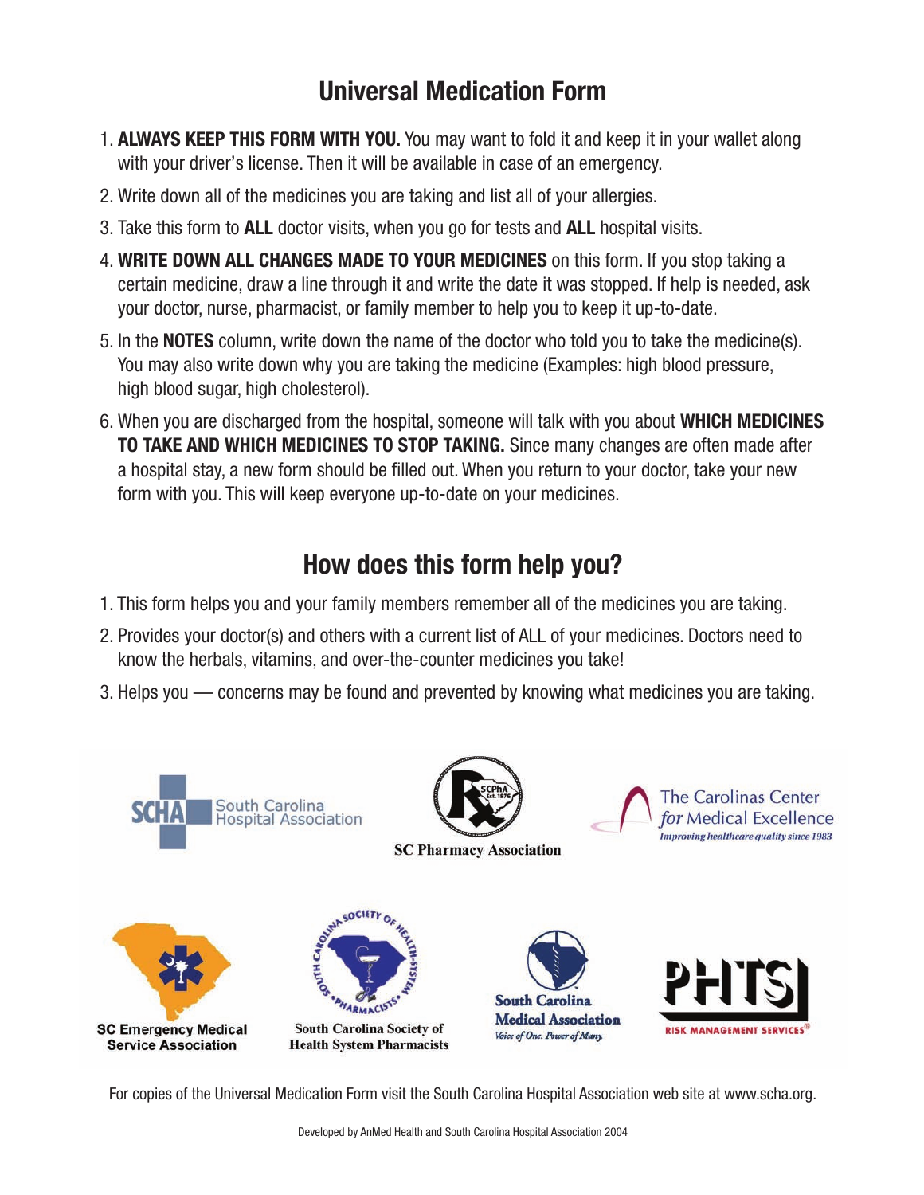# Universal Medication Form

1. **ALWAYS KEEP THIS FORM WITH YOU.** You may want to fold it and keep it in your wallet along with your driver's license. Then it will be available in case of an emergency.
2. Write down all of the medicines you are taking and list all of your allergies.
3. Take this form to **ALL** doctor visits, when you go for tests and **ALL** hospital visits.
4. **WRITE DOWN ALL CHANGES MADE TO YOUR MEDICINES** on this form. If you stop taking a certain medicine, draw a line through it and write the date it was stopped. If help is needed, ask your doctor, nurse, pharmacist, or family member to help you to keep it up-to-date.
5. In the **NOTES** column, write down the name of the doctor who told you to take the medicine(s). You may also write down why you are taking the medicine (Examples: high blood pressure, high blood sugar, high cholesterol).
6. When you are discharged from the hospital, someone will talk with you about **WHICH MEDICINES TO TAKE AND WHICH MEDICINES TO STOP TAKING.** Since many changes are often made after a hospital stay, a new form should be filled out. When you return to your doctor, take your new form with you. This will keep everyone up-to-date on your medicines.

# How does this form help you?

1. This form helps you and your family members remember all of the medicines you are taking.
2. Provides your doctor(s) and others with a current list of ALL of your medicines. Doctors need to know the herbals, vitamins, and over-the-counter medicines you take!
3. Helps you — concerns may be found and prevented by knowing what medicines you are taking.

SCHA South Carolina Hospital Association

SC Pharmacy Association

The Carolinas Center *for* Medical Excellence
*Improving healthcare quality since 1983*

SC Emergency Medical Service Association

South Carolina Society of Health System Pharmacists

South Carolina Medical Association
*Voice of One. Power of Many.*

PHTS RISK MANAGEMENT SERVICES®

For copies of the Universal Medication Form visit the South Carolina Hospital Association web site at www.scha.org.

Developed by AnMed Health and South Carolina Hospital Association 2004